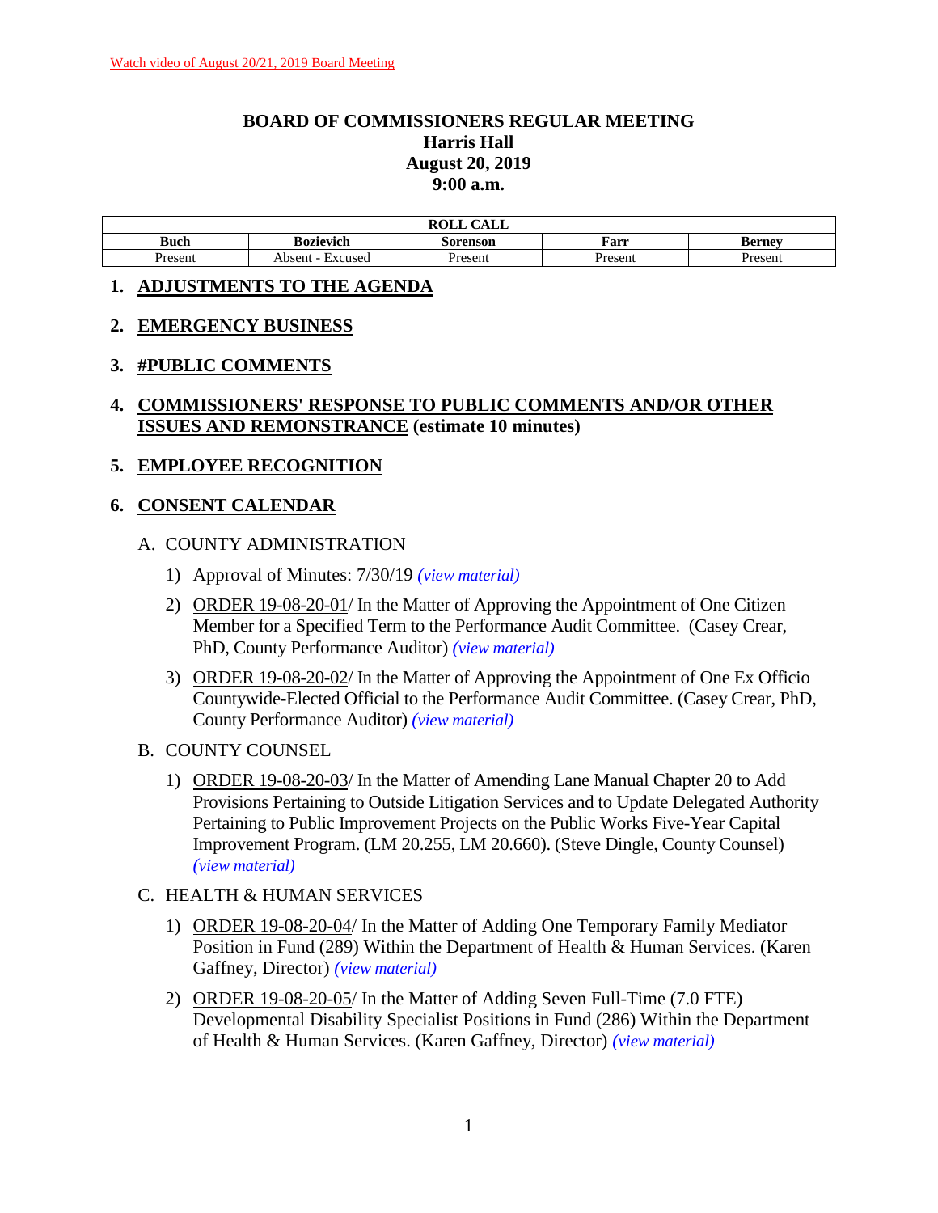Watch video of August 20/21, 2019 Board Meeting

# BOARD OF COMMISSIONERS REGULAR MEETING
## Harris Hall
## August 20, 2019
## 9:00 a.m.

| ROLL CALL | | | | |
|---|---|---|---|---|
| **Buch** | **Bozievich** | **Sorenson** | **Farr** | **Berney** |
| Present | Absent - Excused | Present | Present | Present |

## 1. ADJUSTMENTS TO THE AGENDA

## 2. EMERGENCY BUSINESS

## 3. #PUBLIC COMMENTS

## 4. COMMISSIONERS' RESPONSE TO PUBLIC COMMENTS AND/OR OTHER ISSUES AND REMONSTRANCE (estimate 10 minutes)

## 5. EMPLOYEE RECOGNITION

## 6. CONSENT CALENDAR

A. COUNTY ADMINISTRATION

1) Approval of Minutes: 7/30/19 *(view material)*

2) ORDER 19-08-20-01/ In the Matter of Approving the Appointment of One Citizen Member for a Specified Term to the Performance Audit Committee. (Casey Crear, PhD, County Performance Auditor) *(view material)*

3) ORDER 19-08-20-02/ In the Matter of Approving the Appointment of One Ex Officio Countywide-Elected Official to the Performance Audit Committee. (Casey Crear, PhD, County Performance Auditor) *(view material)*

B. COUNTY COUNSEL

1) ORDER 19-08-20-03/ In the Matter of Amending Lane Manual Chapter 20 to Add Provisions Pertaining to Outside Litigation Services and to Update Delegated Authority Pertaining to Public Improvement Projects on the Public Works Five-Year Capital Improvement Program. (LM 20.255, LM 20.660). (Steve Dingle, County Counsel) *(view material)*

C. HEALTH & HUMAN SERVICES

1) ORDER 19-08-20-04/ In the Matter of Adding One Temporary Family Mediator Position in Fund (289) Within the Department of Health & Human Services. (Karen Gaffney, Director) *(view material)*

2) ORDER 19-08-20-05/ In the Matter of Adding Seven Full-Time (7.0 FTE) Developmental Disability Specialist Positions in Fund (286) Within the Department of Health & Human Services. (Karen Gaffney, Director) *(view material)*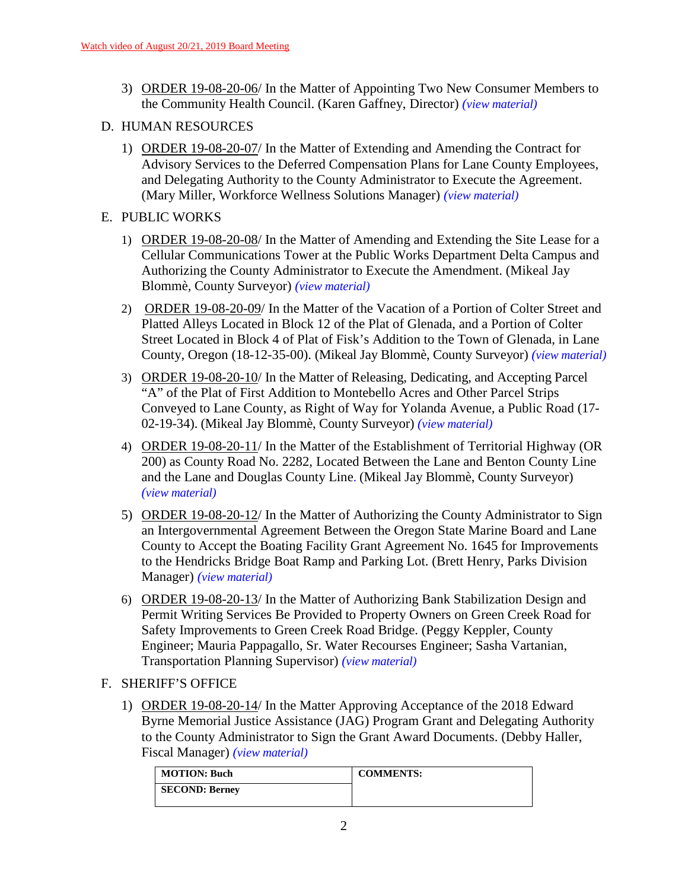Watch video of August 20/21, 2019 Board Meeting

3) ORDER 19-08-20-06/ In the Matter of Appointing Two New Consumer Members to the Community Health Council. (Karen Gaffney, Director) *(view material)*

D. HUMAN RESOURCES

1) ORDER 19-08-20-07/ In the Matter of Extending and Amending the Contract for Advisory Services to the Deferred Compensation Plans for Lane County Employees, and Delegating Authority to the County Administrator to Execute the Agreement. (Mary Miller, Workforce Wellness Solutions Manager) *(view material)*

E. PUBLIC WORKS

1) ORDER 19-08-20-08/ In the Matter of Amending and Extending the Site Lease for a Cellular Communications Tower at the Public Works Department Delta Campus and Authorizing the County Administrator to Execute the Amendment. (Mikeal Jay Blommè, County Surveyor) *(view material)*

2) ORDER 19-08-20-09/ In the Matter of the Vacation of a Portion of Colter Street and Platted Alleys Located in Block 12 of the Plat of Glenada, and a Portion of Colter Street Located in Block 4 of Plat of Fisk's Addition to the Town of Glenada, in Lane County, Oregon (18-12-35-00). (Mikeal Jay Blommè, County Surveyor) *(view material)*

3) ORDER 19-08-20-10/ In the Matter of Releasing, Dedicating, and Accepting Parcel "A" of the Plat of First Addition to Montebello Acres and Other Parcel Strips Conveyed to Lane County, as Right of Way for Yolanda Avenue, a Public Road (17-02-19-34). (Mikeal Jay Blommè, County Surveyor) *(view material)*

4) ORDER 19-08-20-11/ In the Matter of the Establishment of Territorial Highway (OR 200) as County Road No. 2282, Located Between the Lane and Benton County Line and the Lane and Douglas County Line. (Mikeal Jay Blommè, County Surveyor) *(view material)*

5) ORDER 19-08-20-12/ In the Matter of Authorizing the County Administrator to Sign an Intergovernmental Agreement Between the Oregon State Marine Board and Lane County to Accept the Boating Facility Grant Agreement No. 1645 for Improvements to the Hendricks Bridge Boat Ramp and Parking Lot. (Brett Henry, Parks Division Manager) *(view material)*

6) ORDER 19-08-20-13/ In the Matter of Authorizing Bank Stabilization Design and Permit Writing Services Be Provided to Property Owners on Green Creek Road for Safety Improvements to Green Creek Road Bridge. (Peggy Keppler, County Engineer; Mauria Pappagallo, Sr. Water Recourses Engineer; Sasha Vartanian, Transportation Planning Supervisor) *(view material)*

F. SHERIFF'S OFFICE

1) ORDER 19-08-20-14/ In the Matter Approving Acceptance of the 2018 Edward Byrne Memorial Justice Assistance (JAG) Program Grant and Delegating Authority to the County Administrator to Sign the Grant Award Documents. (Debby Haller, Fiscal Manager) *(view material)*

| **MOTION: Buch** | **COMMENTS:** |
|---|---|
| **SECOND: Berney** | |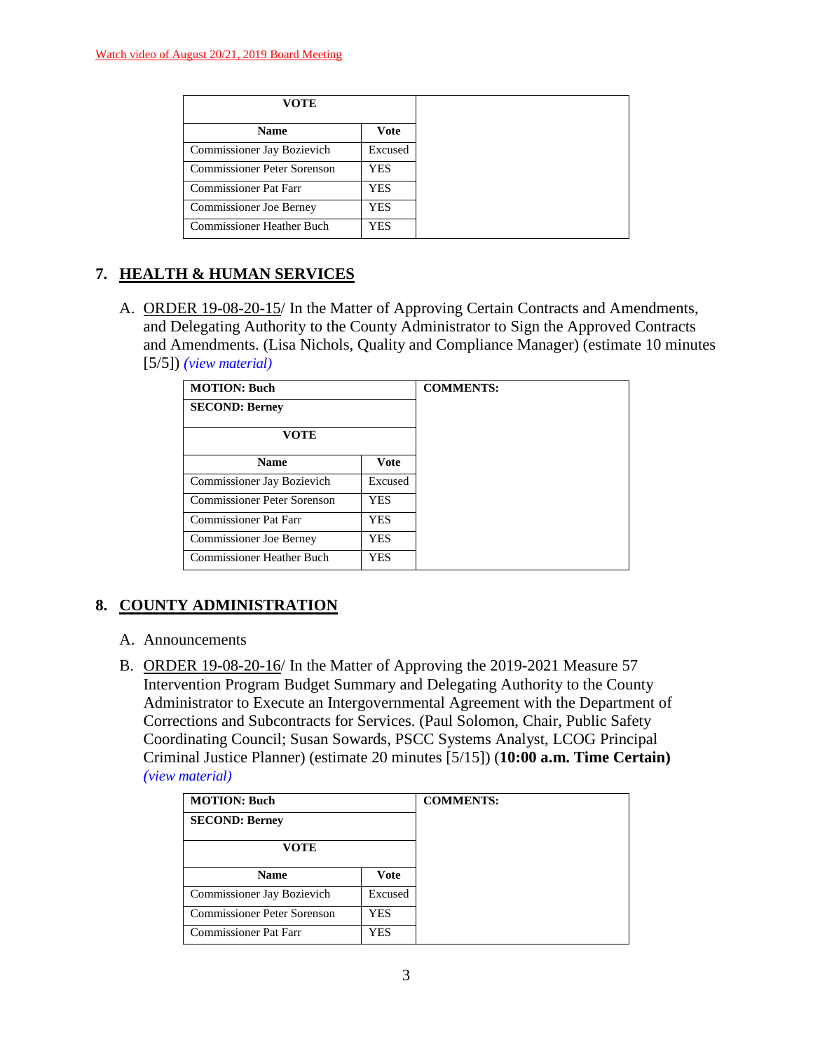Watch video of August 20/21, 2019 Board Meeting

| VOTE | | |
|---|---|---|
| **Name** | **Vote** | |
| Commissioner Jay Bozievich | Excused | |
| Commissioner Peter Sorenson | YES | |
| Commissioner Pat Farr | YES | |
| Commissioner Joe Berney | YES | |
| Commissioner Heather Buch | YES | |

## 7. HEALTH & HUMAN SERVICES

A. ORDER 19-08-20-15/ In the Matter of Approving Certain Contracts and Amendments, and Delegating Authority to the County Administrator to Sign the Approved Contracts and Amendments. (Lisa Nichols, Quality and Compliance Manager) (estimate 10 minutes [5/5]) *(view material)*

| **MOTION: Buch** | | **COMMENTS:** |
|---|---|---|
| **SECOND: Berney** | | |
| **VOTE** | | |
| **Name** | **Vote** | |
| Commissioner Jay Bozievich | Excused | |
| Commissioner Peter Sorenson | YES | |
| Commissioner Pat Farr | YES | |
| Commissioner Joe Berney | YES | |
| Commissioner Heather Buch | YES | |

## 8. COUNTY ADMINISTRATION

A. Announcements

B. ORDER 19-08-20-16/ In the Matter of Approving the 2019-2021 Measure 57 Intervention Program Budget Summary and Delegating Authority to the County Administrator to Execute an Intergovernmental Agreement with the Department of Corrections and Subcontracts for Services. (Paul Solomon, Chair, Public Safety Coordinating Council; Susan Sowards, PSCC Systems Analyst, LCOG Principal Criminal Justice Planner) (estimate 20 minutes [5/15]) (**10:00 a.m. Time Certain)** *(view material)*

| **MOTION: Buch** | | **COMMENTS:** |
|---|---|---|
| **SECOND: Berney** | | |
| **VOTE** | | |
| **Name** | **Vote** | |
| Commissioner Jay Bozievich | Excused | |
| Commissioner Peter Sorenson | YES | |
| Commissioner Pat Farr | YES | |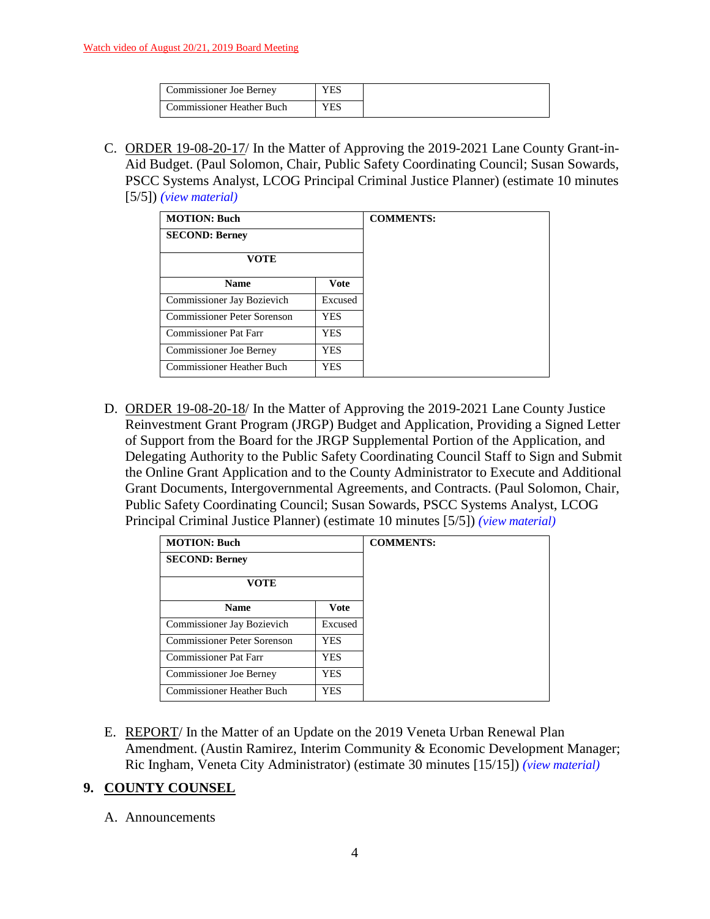Watch video of August 20/21, 2019 Board Meeting

| | | |
|---|---|---|
| Commissioner Joe Berney | YES | |
| Commissioner Heather Buch | YES | |

C. ORDER 19-08-20-17/ In the Matter of Approving the 2019-2021 Lane County Grant-in-Aid Budget. (Paul Solomon, Chair, Public Safety Coordinating Council; Susan Sowards, PSCC Systems Analyst, LCOG Principal Criminal Justice Planner) (estimate 10 minutes [5/5]) *(view material)*

| **MOTION: Buch** | | **COMMENTS:** |
|---|---|---|
| **SECOND: Berney** | | |
| **VOTE** | | |
| **Name** | **Vote** | |
| Commissioner Jay Bozievich | Excused | |
| Commissioner Peter Sorenson | YES | |
| Commissioner Pat Farr | YES | |
| Commissioner Joe Berney | YES | |
| Commissioner Heather Buch | YES | |

D. ORDER 19-08-20-18/ In the Matter of Approving the 2019-2021 Lane County Justice Reinvestment Grant Program (JRGP) Budget and Application, Providing a Signed Letter of Support from the Board for the JRGP Supplemental Portion of the Application, and Delegating Authority to the Public Safety Coordinating Council Staff to Sign and Submit the Online Grant Application and to the County Administrator to Execute and Additional Grant Documents, Intergovernmental Agreements, and Contracts. (Paul Solomon, Chair, Public Safety Coordinating Council; Susan Sowards, PSCC Systems Analyst, LCOG Principal Criminal Justice Planner) (estimate 10 minutes [5/5]) *(view material)*

| **MOTION: Buch** | | **COMMENTS:** |
|---|---|---|
| **SECOND: Berney** | | |
| **VOTE** | | |
| **Name** | **Vote** | |
| Commissioner Jay Bozievich | Excused | |
| Commissioner Peter Sorenson | YES | |
| Commissioner Pat Farr | YES | |
| Commissioner Joe Berney | YES | |
| Commissioner Heather Buch | YES | |

E. REPORT/ In the Matter of an Update on the 2019 Veneta Urban Renewal Plan Amendment. (Austin Ramirez, Interim Community & Economic Development Manager; Ric Ingham, Veneta City Administrator) (estimate 30 minutes [15/15]) *(view material)*

## 9. COUNTY COUNSEL

A. Announcements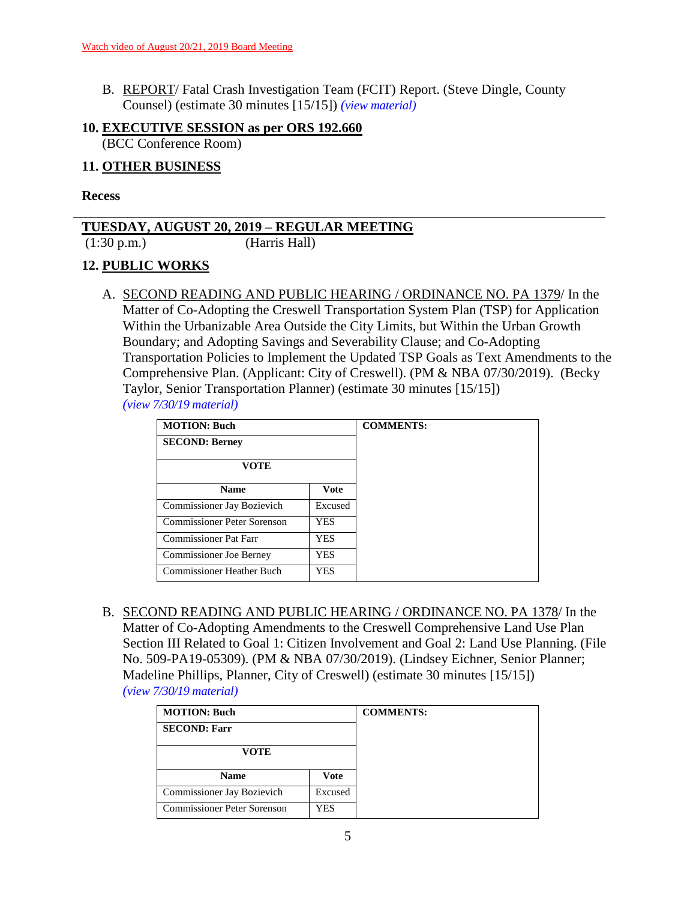Watch video of August 20/21, 2019 Board Meeting

B. REPORT/ Fatal Crash Investigation Team (FCIT) Report. (Steve Dingle, County Counsel) (estimate 30 minutes [15/15]) *(view material)*

## 10. EXECUTIVE SESSION as per ORS 192.660

(BCC Conference Room)

## 11. OTHER BUSINESS

**Recess**

---

## TUESDAY, AUGUST 20, 2019 – REGULAR MEETING

(1:30 p.m.) (Harris Hall)

## 12. PUBLIC WORKS

A. SECOND READING AND PUBLIC HEARING / ORDINANCE NO. PA 1379/ In the Matter of Co-Adopting the Creswell Transportation System Plan (TSP) for Application Within the Urbanizable Area Outside the City Limits, but Within the Urban Growth Boundary; and Adopting Savings and Severability Clause; and Co-Adopting Transportation Policies to Implement the Updated TSP Goals as Text Amendments to the Comprehensive Plan. (Applicant: City of Creswell). (PM & NBA 07/30/2019). (Becky Taylor, Senior Transportation Planner) (estimate 30 minutes [15/15]) *(view 7/30/19 material)*

| **MOTION: Buch** | | **COMMENTS:** |
|---|---|---|
| **SECOND: Berney** | | |
| **VOTE** | | |
| **Name** | **Vote** | |
| Commissioner Jay Bozievich | Excused | |
| Commissioner Peter Sorenson | YES | |
| Commissioner Pat Farr | YES | |
| Commissioner Joe Berney | YES | |
| Commissioner Heather Buch | YES | |

B. SECOND READING AND PUBLIC HEARING / ORDINANCE NO. PA 1378/ In the Matter of Co-Adopting Amendments to the Creswell Comprehensive Land Use Plan Section III Related to Goal 1: Citizen Involvement and Goal 2: Land Use Planning. (File No. 509-PA19-05309). (PM & NBA 07/30/2019). (Lindsey Eichner, Senior Planner; Madeline Phillips, Planner, City of Creswell) (estimate 30 minutes [15/15]) *(view 7/30/19 material)*

| **MOTION: Buch** | | **COMMENTS:** |
|---|---|---|
| **SECOND: Farr** | | |
| **VOTE** | | |
| **Name** | **Vote** | |
| Commissioner Jay Bozievich | Excused | |
| Commissioner Peter Sorenson | YES | |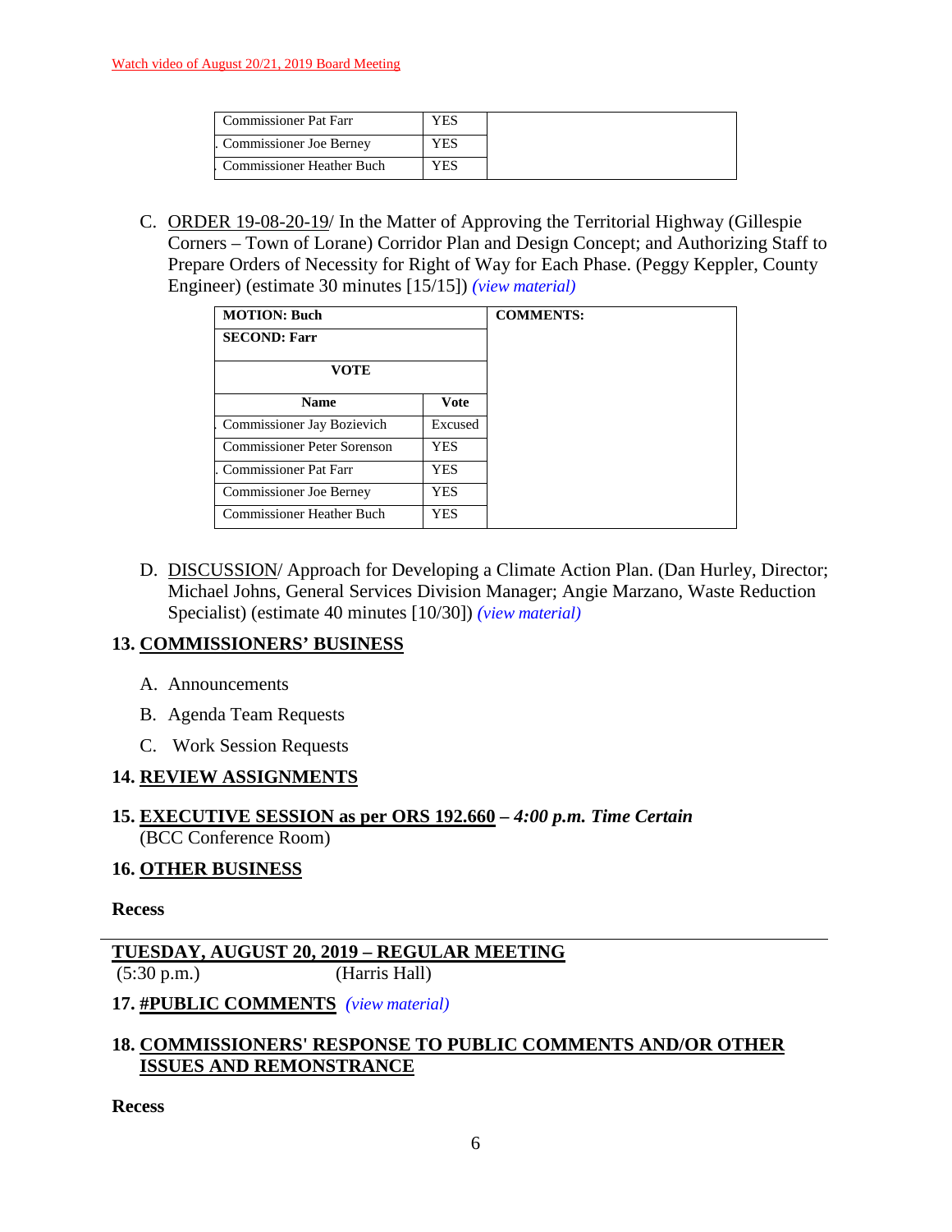Watch video of August 20/21, 2019 Board Meeting

| | | |
|---|---|---|
| Commissioner Pat Farr | YES | |
| Commissioner Joe Berney | YES | |
| Commissioner Heather Buch | YES | |

C. ORDER 19-08-20-19/ In the Matter of Approving the Territorial Highway (Gillespie Corners – Town of Lorane) Corridor Plan and Design Concept; and Authorizing Staff to Prepare Orders of Necessity for Right of Way for Each Phase. (Peggy Keppler, County Engineer) (estimate 30 minutes [15/15]) *(view material)*

| **MOTION: Buch** | | **COMMENTS:** |
|---|---|---|
| **SECOND: Farr** | | |
| **VOTE** | | |
| **Name** | **Vote** | |
| Commissioner Jay Bozievich | Excused | |
| Commissioner Peter Sorenson | YES | |
| Commissioner Pat Farr | YES | |
| Commissioner Joe Berney | YES | |
| Commissioner Heather Buch | YES | |

D. DISCUSSION/ Approach for Developing a Climate Action Plan. (Dan Hurley, Director; Michael Johns, General Services Division Manager; Angie Marzano, Waste Reduction Specialist) (estimate 40 minutes [10/30]) *(view material)*

## 13. COMMISSIONERS' BUSINESS

A. Announcements

B. Agenda Team Requests

C. Work Session Requests

## 14. REVIEW ASSIGNMENTS

## 15. EXECUTIVE SESSION as per ORS 192.660 – *4:00 p.m. Time Certain*
(BCC Conference Room)

## 16. OTHER BUSINESS

**Recess**

---

**TUESDAY, AUGUST 20, 2019 – REGULAR MEETING**
(5:30 p.m.) (Harris Hall)

## 17. #PUBLIC COMMENTS *(view material)*

## 18. COMMISSIONERS' RESPONSE TO PUBLIC COMMENTS AND/OR OTHER ISSUES AND REMONSTRANCE

**Recess**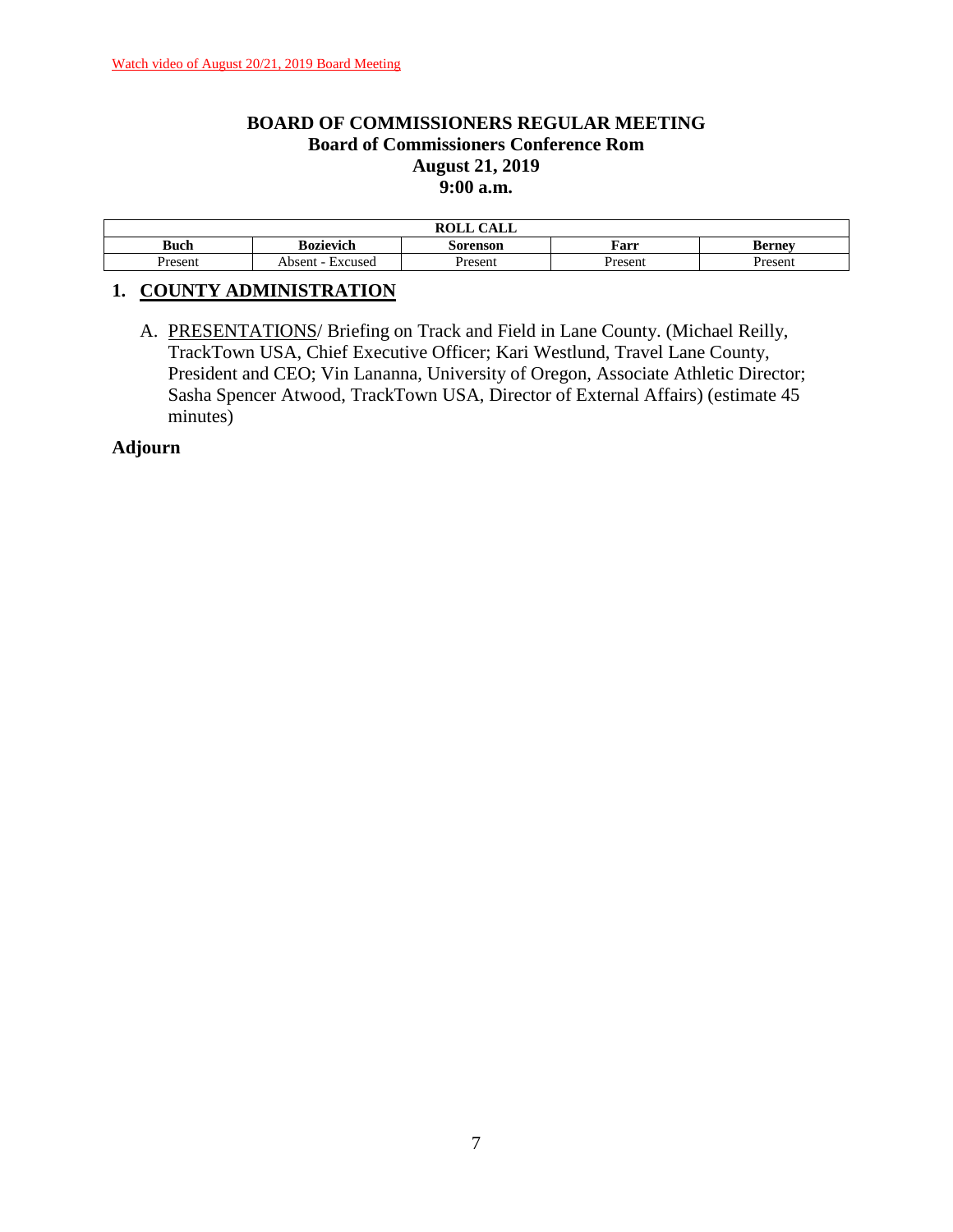Watch video of August 20/21, 2019 Board Meeting

# BOARD OF COMMISSIONERS REGULAR MEETING
## Board of Commissioners Conference Rom
## August 21, 2019
## 9:00 a.m.

| ROLL CALL | | | | |
|---|---|---|---|---|
| **Buch** | **Bozievich** | **Sorenson** | **Farr** | **Berney** |
| Present | Absent - Excused | Present | Present | Present |

## 1. COUNTY ADMINISTRATION

A. PRESENTATIONS/ Briefing on Track and Field in Lane County. (Michael Reilly, TrackTown USA, Chief Executive Officer; Kari Westlund, Travel Lane County, President and CEO; Vin Lananna, University of Oregon, Associate Athletic Director; Sasha Spencer Atwood, TrackTown USA, Director of External Affairs) (estimate 45 minutes)

**Adjourn**